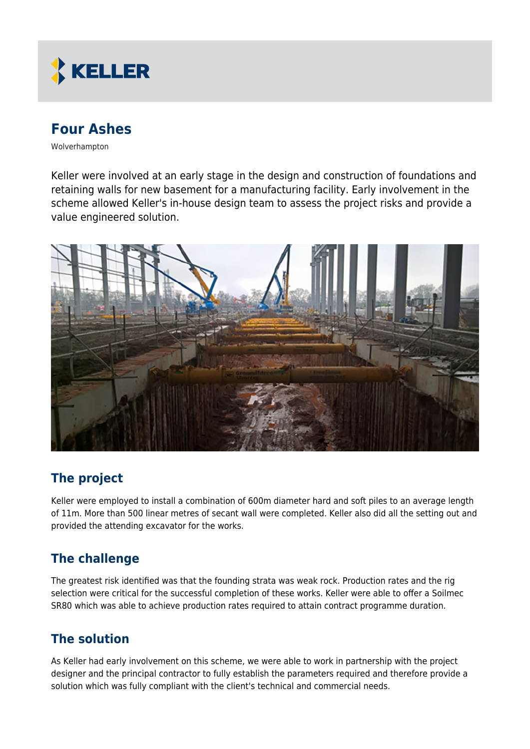# Four Ashes

Wolverhampton

Keller were involved at an early stage in the design and construction of foundations and retaining walls for new basement for a manufacturing facility. Early involvement in the scheme allowed Keller's in-house design team to assess the project risks and provide a value engineered solution.

## The project

Keller were employed to install a combination of 600m diameter hard and soft piles to an average length of 11m. More than 500 linear metres of secant wall were completed. Keller also did all the setting out and provided the attending excavator for the works.

## The challenge

The greatest risk identified was that the founding strata was weak rock. Production rates and the rig selection were critical for the successful completion of these works. Keller were able to offer a Soilmec SR80 which was able to achieve production rates required to attain contract programme duration.

## The solution

As Keller had early involvement on this scheme, we were able to work in partnership with the project designer and the principal contractor to fully establish the parameters required and therefore provide a solution which was fully compliant with the client's technical and commercial needs.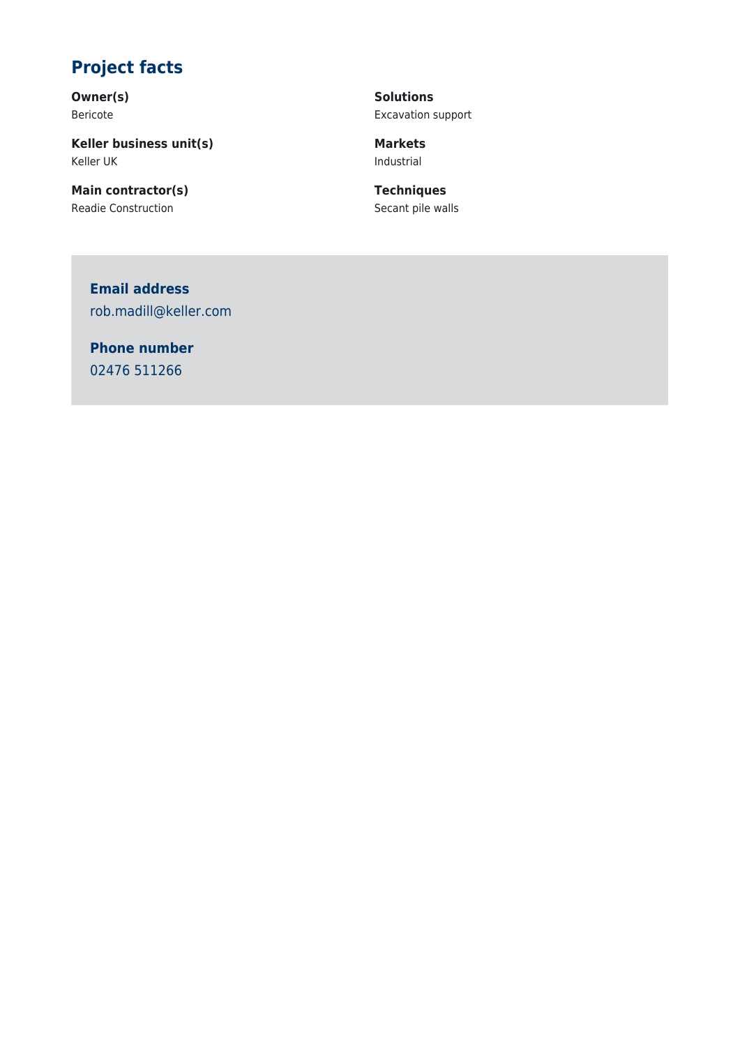## Project facts

**Owner(s)**
Bericote

**Keller business unit(s)**
Keller UK

**Main contractor(s)**
Readie Construction

**Solutions**
Excavation support

**Markets**
Industrial

**Techniques**
Secant pile walls

**Email address**
rob.madill@keller.com

**Phone number**
02476 511266